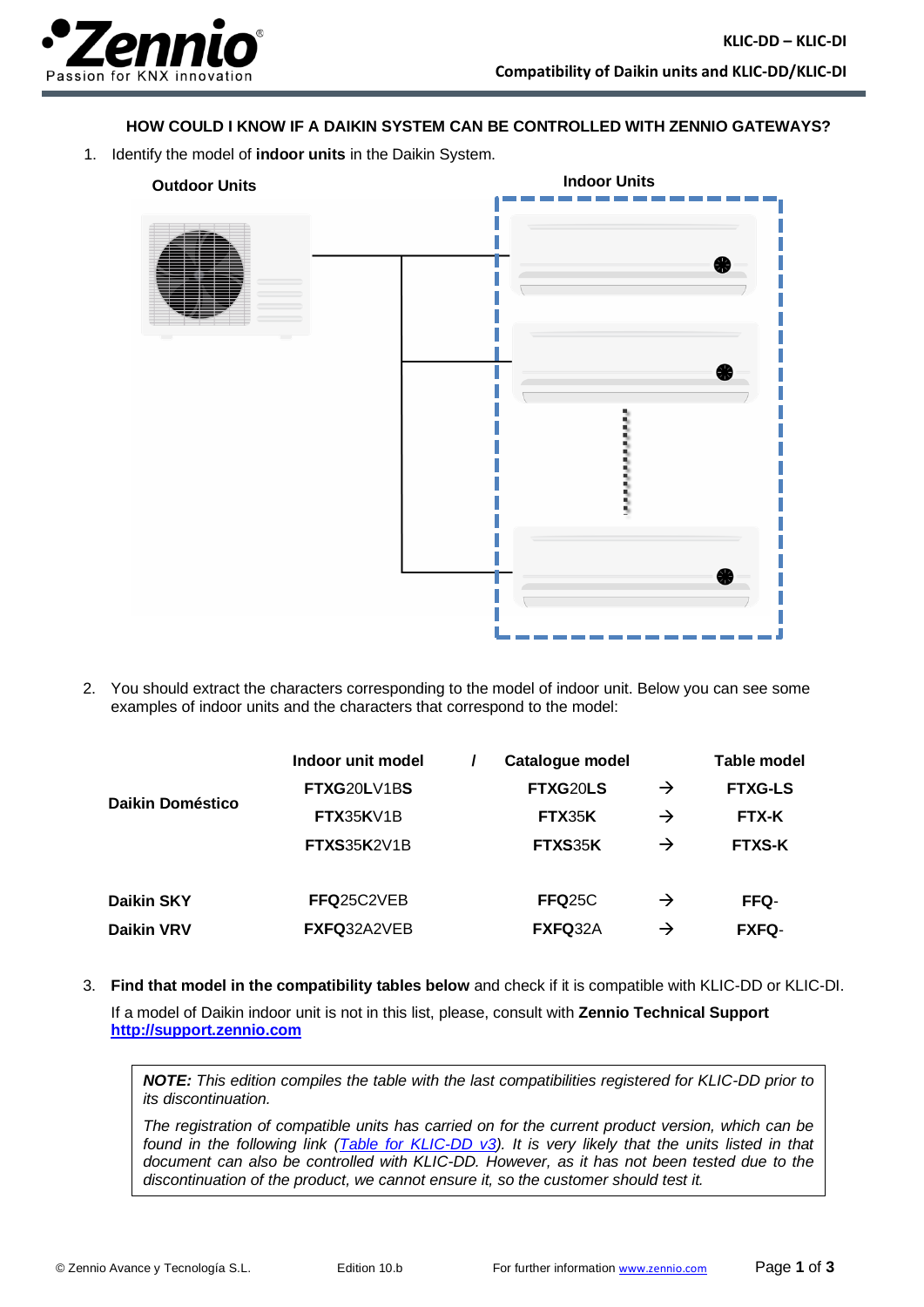## HOW COULD I KNOW IF A DAIKIN SYSTEM CAN BE CONTROLLED WITH ZENNIO GATEWAYS?

1. Identify the model of **indoor units** in the Daikin System.

**Outdoor Units** **Indoor Units**

2. You should extract the characters corresponding to the model of indoor unit. Below you can see some examples of indoor units and the characters that correspond to the model:

| | Indoor unit model | / | Catalogue model | | Table model |
|---|---|---|---|---|---|
| **Daikin Doméstico** | **FTXG**20**L**V1B**S** | | **FTXG**20**LS** | → | **FTXG-LS** |
| | **FTX**35**K**V1B | | **FTX**35**K** | → | **FTX-K** |
| | **FTXS**35**K**2V1B | | **FTXS**35**K** | → | **FTXS-K** |
| **Daikin SKY** | **FFQ**25C2VEB | | **FFQ**25C | → | **FFQ**- |
| **Daikin VRV** | **FXFQ**32A2VEB | | **FXFQ**32A | → | **FXFQ**- |

3. **Find that model in the compatibility tables below** and check if it is compatible with KLIC-DD or KLIC-DI.

   If a model of Daikin indoor unit is not in this list, please, consult with **Zennio Technical Support** **http://support.zennio.com**

> ***NOTE:*** *This edition compiles the table with the last compatibilities registered for KLIC-DD prior to its discontinuation.*
>
> *The registration of compatible units has carried on for the current product version, which can be found in the following link (Table for KLIC-DD v3). It is very likely that the units listed in that document can also be controlled with KLIC-DD. However, as it has not been tested due to the discontinuation of the product, we cannot ensure it, so the customer should test it.*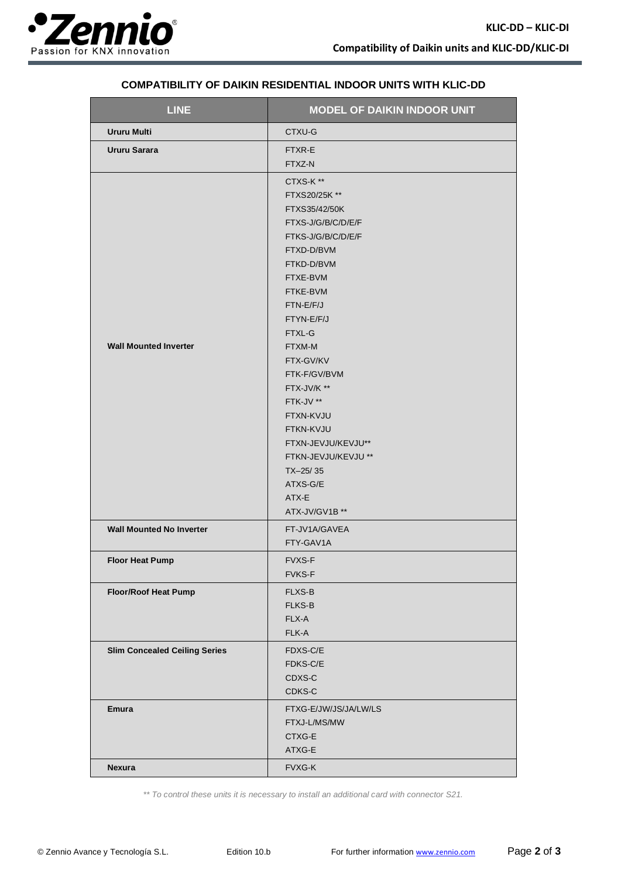## COMPATIBILITY OF DAIKIN RESIDENTIAL INDOOR UNITS WITH KLIC-DD

| LINE | MODEL OF DAIKIN INDOOR UNIT |
| --- | --- |
| **Ururu Multi** | CTXU-G |
| **Ururu Sarara** | FTXR-E<br>FTXZ-N |
| **Wall Mounted Inverter** | CTXS-K **<br>FTXS20/25K **<br>FTXS35/42/50K<br>FTXS-J/G/B/C/D/E/F<br>FTKS-J/G/B/C/D/E/F<br>FTXD-D/BVM<br>FTKD-D/BVM<br>FTXE-BVM<br>FTKE-BVM<br>FTN-E/F/J<br>FTYN-E/F/J<br>FTXL-G<br>FTXM-M<br>FTX-GV/KV<br>FTK-F/GV/BVM<br>FTX-JV/K **<br>FTK-JV **<br>FTXN-KVJU<br>FTKN-KVJU<br>FTXN-JEVJU/KEVJU**<br>FTKN-JEVJU/KEVJU **<br>TX–25/ 35<br>ATXS-G/E<br>ATX-E<br>ATX-JV/GV1B ** |
| **Wall Mounted No Inverter** | FT-JV1A/GAVEA<br>FTY-GAV1A |
| **Floor Heat Pump** | FVXS-F<br>FVKS-F |
| **Floor/Roof Heat Pump** | FLXS-B<br>FLKS-B<br>FLX-A<br>FLK-A |
| **Slim Concealed Ceiling Series** | FDXS-C/E<br>FDKS-C/E<br>CDXS-C<br>CDKS-C |
| **Emura** | FTXG-E/JW/JS/JA/LW/LS<br>FTXJ-L/MS/MW<br>CTXG-E<br>ATXG-E |
| **Nexura** | FVXG-K |

*** To control these units it is necessary to install an additional card with connector S21.*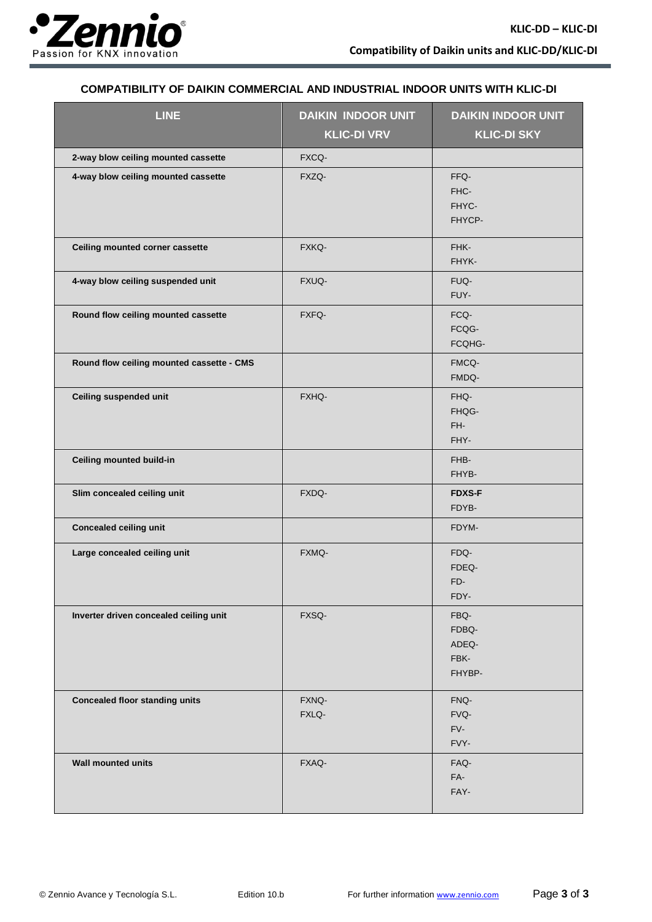## COMPATIBILITY OF DAIKIN COMMERCIAL AND INDUSTRIAL INDOOR UNITS WITH KLIC-DI

| LINE | DAIKIN INDOOR UNIT KLIC-DI VRV | DAIKIN INDOOR UNIT KLIC-DI SKY |
|---|---|---|
| **2-way blow ceiling mounted cassette** | FXCQ- | |
| **4-way blow ceiling mounted cassette** | FXZQ- | FFQ-<br>FHC-<br>FHYC-<br>FHYCP- |
| **Ceiling mounted corner cassette** | FXKQ- | FHK-<br>FHYK- |
| **4-way blow ceiling suspended unit** | FXUQ- | FUQ-<br>FUY- |
| **Round flow ceiling mounted cassette** | FXFQ- | FCQ-<br>FCQG-<br>FCQHG- |
| **Round flow ceiling mounted cassette - CMS** | | FMCQ-<br>FMDQ- |
| **Ceiling suspended unit** | FXHQ- | FHQ-<br>FHQG-<br>FH-<br>FHY- |
| **Ceiling mounted build-in** | | FHB-<br>FHYB- |
| **Slim concealed ceiling unit** | FXDQ- | **FDXS-F**<br>FDYB- |
| **Concealed ceiling unit** | | FDYM- |
| **Large concealed ceiling unit** | FXMQ- | FDQ-<br>FDEQ-<br>FD-<br>FDY- |
| **Inverter driven concealed ceiling unit** | FXSQ- | FBQ-<br>FDBQ-<br>ADEQ-<br>FBK-<br>FHYBP- |
| **Concealed floor standing units** | FXNQ-<br>FXLQ- | FNQ-<br>FVQ-<br>FV-<br>FVY- |
| **Wall mounted units** | FXAQ- | FAQ-<br>FA-<br>FAY- |